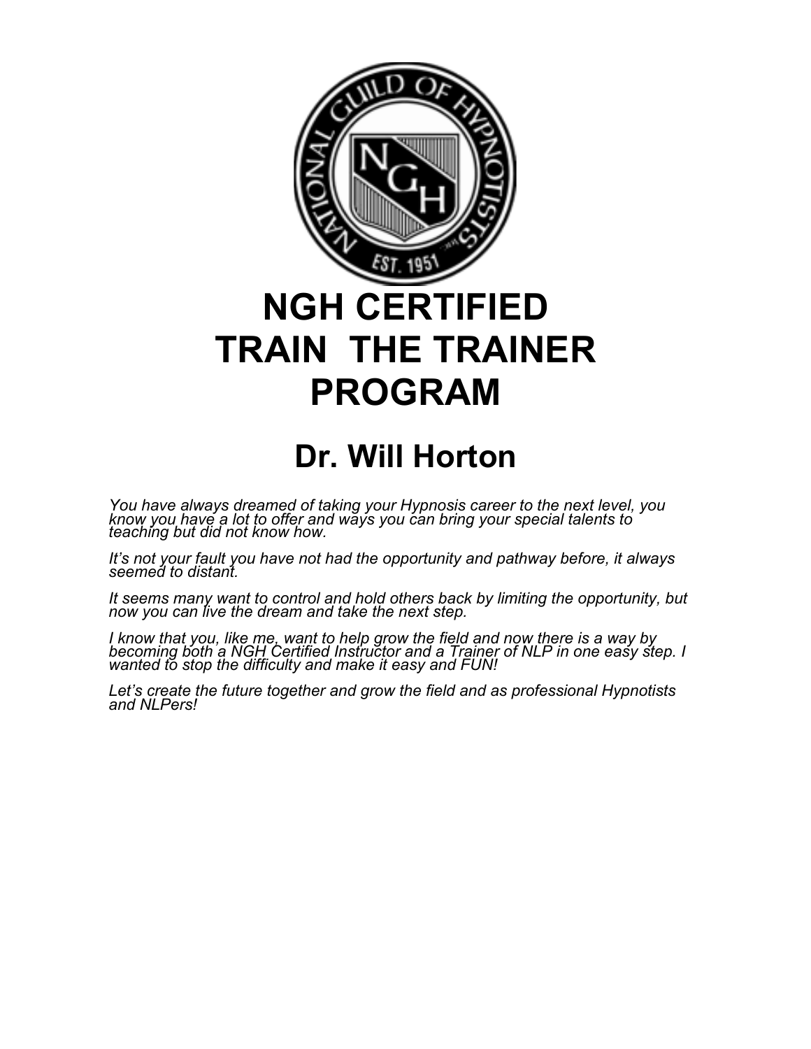# NGH CERTIFIED TRAIN THE TRAINER PROGRAM

## Dr. Will Horton

*You have always dreamed of taking your Hypnosis career to the next level, you know you have a lot to offer and ways you can bring your special talents to teaching but did not know how.*

*It's not your fault you have not had the opportunity and pathway before, it always seemed to distant.*

*It seems many want to control and hold others back by limiting the opportunity, but now you can live the dream and take the next step.*

*I know that you, like me, want to help grow the field and now there is a way by becoming both a NGH Certified Instructor and a Trainer of NLP in one easy step. I wanted to stop the difficulty and make it easy and FUN!*

*Let's create the future together and grow the field and as professional Hypnotists and NLPers!*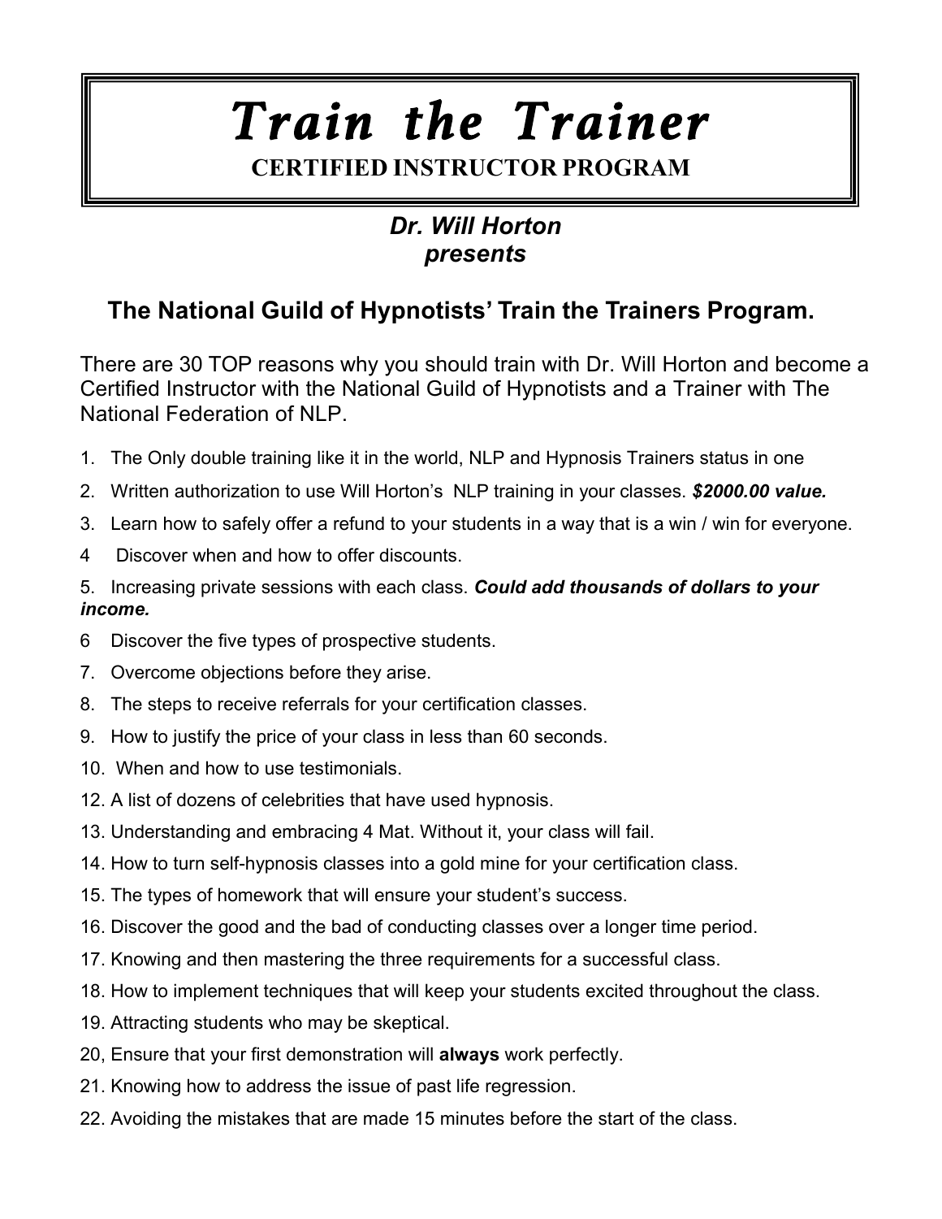# *Train the Trainer*

**CERTIFIED INSTRUCTOR PROGRAM**

***Dr. Will Horton presents***

## The National Guild of Hypnotists' Train the Trainers Program.

There are 30 TOP reasons why you should train with Dr. Will Horton and become a Certified Instructor with the National Guild of Hypnotists and a Trainer with The National Federation of NLP.

1. The Only double training like it in the world, NLP and Hypnosis Trainers status in one
2. Written authorization to use Will Horton's NLP training in your classes. ***$2000.00 value.***
3. Learn how to safely offer a refund to your students in a way that is a win / win for everyone.
4 Discover when and how to offer discounts.
5. Increasing private sessions with each class. ***Could add thousands of dollars to your income.***
6 Discover the five types of prospective students.
7. Overcome objections before they arise.
8. The steps to receive referrals for your certification classes.
9. How to justify the price of your class in less than 60 seconds.
10. When and how to use testimonials.
12. A list of dozens of celebrities that have used hypnosis.
13. Understanding and embracing 4 Mat. Without it, your class will fail.
14. How to turn self-hypnosis classes into a gold mine for your certification class.
15. The types of homework that will ensure your student's success.
16. Discover the good and the bad of conducting classes over a longer time period.
17. Knowing and then mastering the three requirements for a successful class.
18. How to implement techniques that will keep your students excited throughout the class.
19. Attracting students who may be skeptical.
20, Ensure that your first demonstration will **always** work perfectly.
21. Knowing how to address the issue of past life regression.
22. Avoiding the mistakes that are made 15 minutes before the start of the class.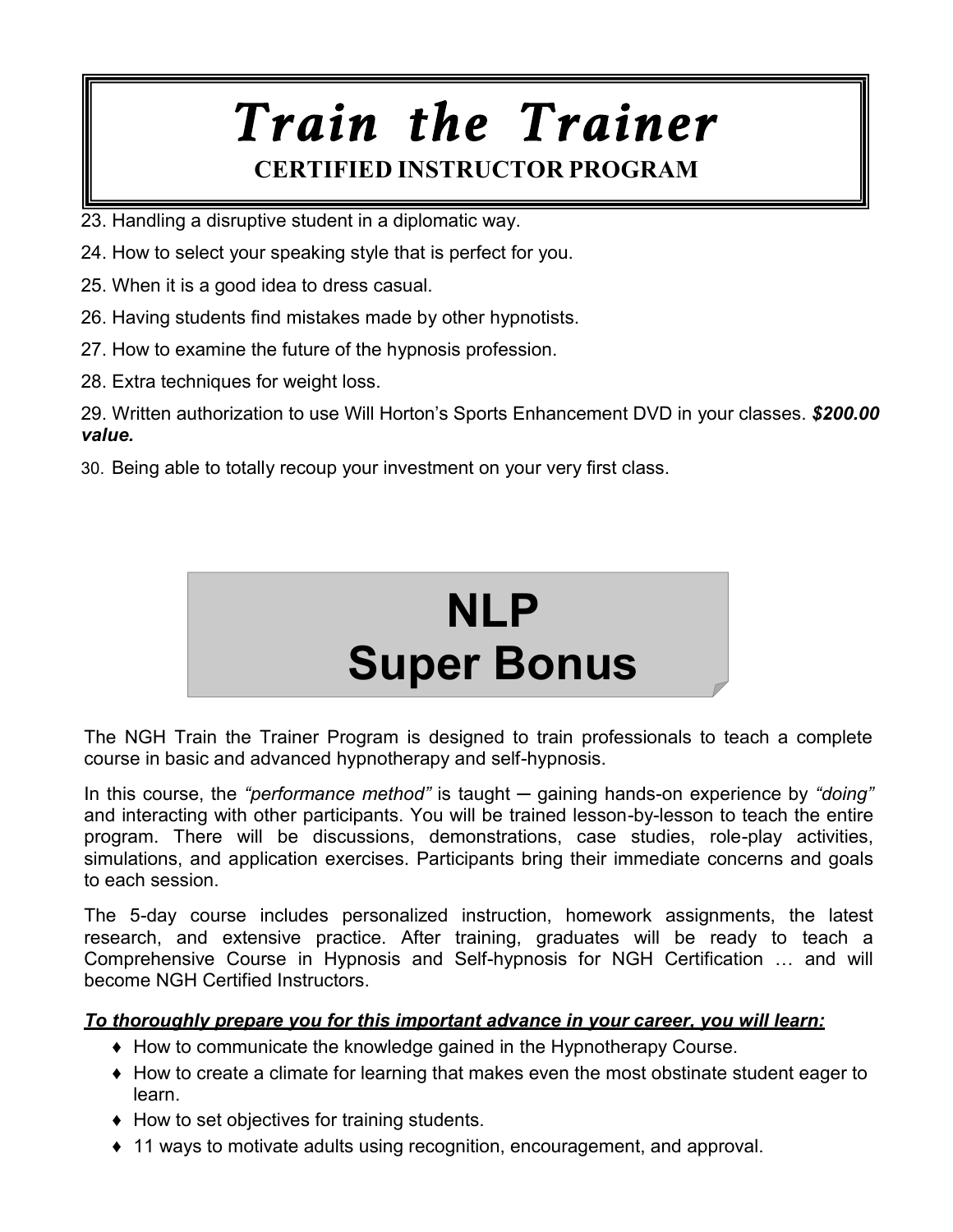# Train the Trainer

## CERTIFIED INSTRUCTOR PROGRAM

23. Handling a disruptive student in a diplomatic way.
24. How to select your speaking style that is perfect for you.
25. When it is a good idea to dress casual.
26. Having students find mistakes made by other hypnotists.
27. How to examine the future of the hypnosis profession.
28. Extra techniques for weight loss.
29. Written authorization to use Will Horton's Sports Enhancement DVD in your classes. ***$200.00 value.***
30. Being able to totally recoup your investment on your very first class.

## NLP Super Bonus

The NGH Train the Trainer Program is designed to train professionals to teach a complete course in basic and advanced hypnotherapy and self-hypnosis.

In this course, the *"performance method"* is taught ─ gaining hands-on experience by *"doing"* and interacting with other participants. You will be trained lesson-by-lesson to teach the entire program. There will be discussions, demonstrations, case studies, role-play activities, simulations, and application exercises. Participants bring their immediate concerns and goals to each session.

The 5-day course includes personalized instruction, homework assignments, the latest research, and extensive practice. After training, graduates will be ready to teach a Comprehensive Course in Hypnosis and Self-hypnosis for NGH Certification … and will become NGH Certified Instructors.

***To thoroughly prepare you for this important advance in your career, you will learn:***

- How to communicate the knowledge gained in the Hypnotherapy Course.
- How to create a climate for learning that makes even the most obstinate student eager to learn.
- How to set objectives for training students.
- 11 ways to motivate adults using recognition, encouragement, and approval.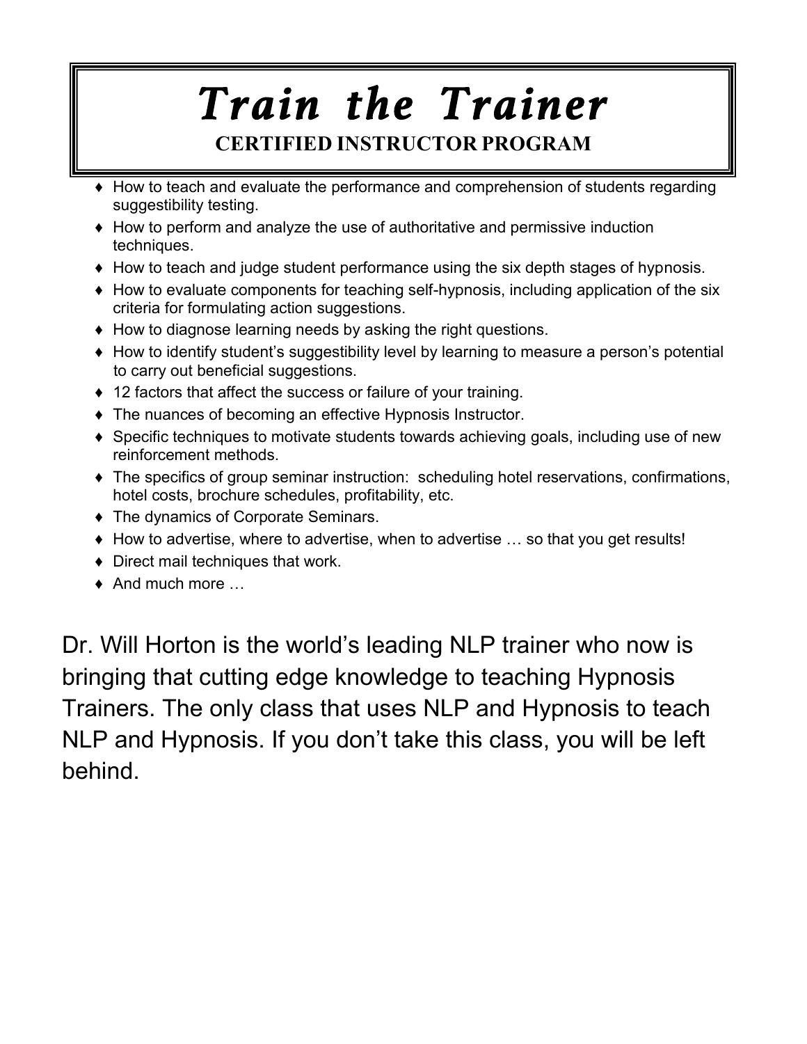# *Train the Trainer*

## CERTIFIED INSTRUCTOR PROGRAM

- How to teach and evaluate the performance and comprehension of students regarding suggestibility testing.
- How to perform and analyze the use of authoritative and permissive induction techniques.
- How to teach and judge student performance using the six depth stages of hypnosis.
- How to evaluate components for teaching self-hypnosis, including application of the six criteria for formulating action suggestions.
- How to diagnose learning needs by asking the right questions.
- How to identify student's suggestibility level by learning to measure a person's potential to carry out beneficial suggestions.
- 12 factors that affect the success or failure of your training.
- The nuances of becoming an effective Hypnosis Instructor.
- Specific techniques to motivate students towards achieving goals, including use of new reinforcement methods.
- The specifics of group seminar instruction: scheduling hotel reservations, confirmations, hotel costs, brochure schedules, profitability, etc.
- The dynamics of Corporate Seminars.
- How to advertise, where to advertise, when to advertise … so that you get results!
- Direct mail techniques that work.
- And much more …

Dr. Will Horton is the world's leading NLP trainer who now is bringing that cutting edge knowledge to teaching Hypnosis Trainers. The only class that uses NLP and Hypnosis to teach NLP and Hypnosis. If you don't take this class, you will be left behind.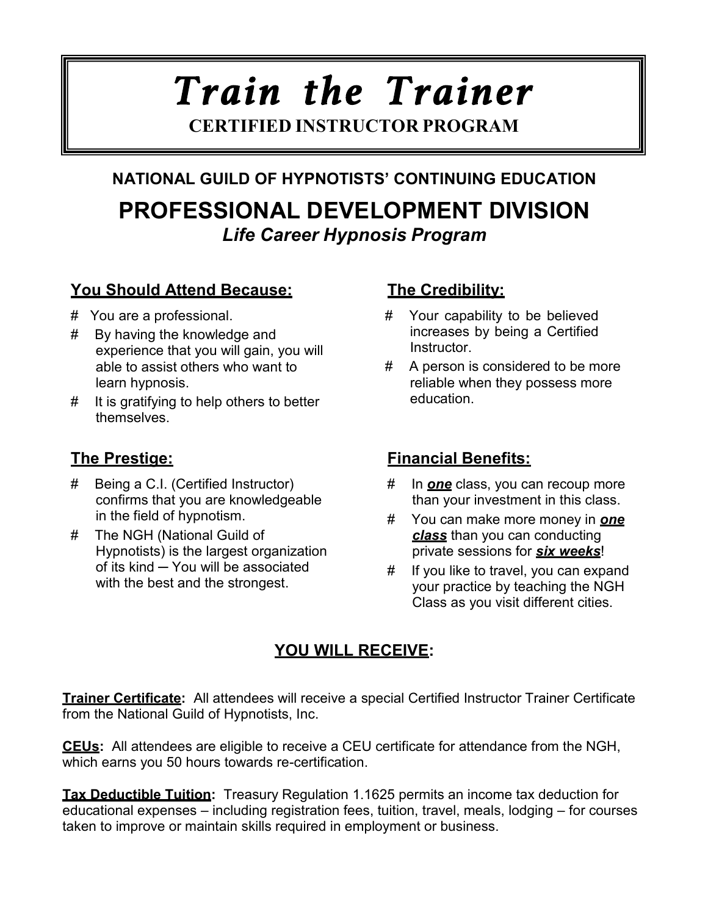# Train the Trainer

**CERTIFIED INSTRUCTOR PROGRAM**

**NATIONAL GUILD OF HYPNOTISTS' CONTINUING EDUCATION**

## PROFESSIONAL DEVELOPMENT DIVISION

***Life Career Hypnosis Program***

### You Should Attend Because:

- You are a professional.
- By having the knowledge and experience that you will gain, you will able to assist others who want to learn hypnosis.
- It is gratifying to help others to better themselves.

### The Credibility:

- Your capability to be believed increases by being a Certified Instructor.
- A person is considered to be more reliable when they possess more education.

### The Prestige:

- Being a C.I. (Certified Instructor) confirms that you are knowledgeable in the field of hypnotism.
- The NGH (National Guild of Hypnotists) is the largest organization of its kind ─ You will be associated with the best and the strongest.

### Financial Benefits:

- In ***one*** class, you can recoup more than your investment in this class.
- You can make more money in ***one class*** than you can conducting private sessions for ***six weeks***!
- If you like to travel, you can expand your practice by teaching the NGH Class as you visit different cities.

### YOU WILL RECEIVE:

**Trainer Certificate:** All attendees will receive a special Certified Instructor Trainer Certificate from the National Guild of Hypnotists, Inc.

**CEUs:** All attendees are eligible to receive a CEU certificate for attendance from the NGH, which earns you 50 hours towards re-certification.

**Tax Deductible Tuition:** Treasury Regulation 1.1625 permits an income tax deduction for educational expenses – including registration fees, tuition, travel, meals, lodging – for courses taken to improve or maintain skills required in employment or business.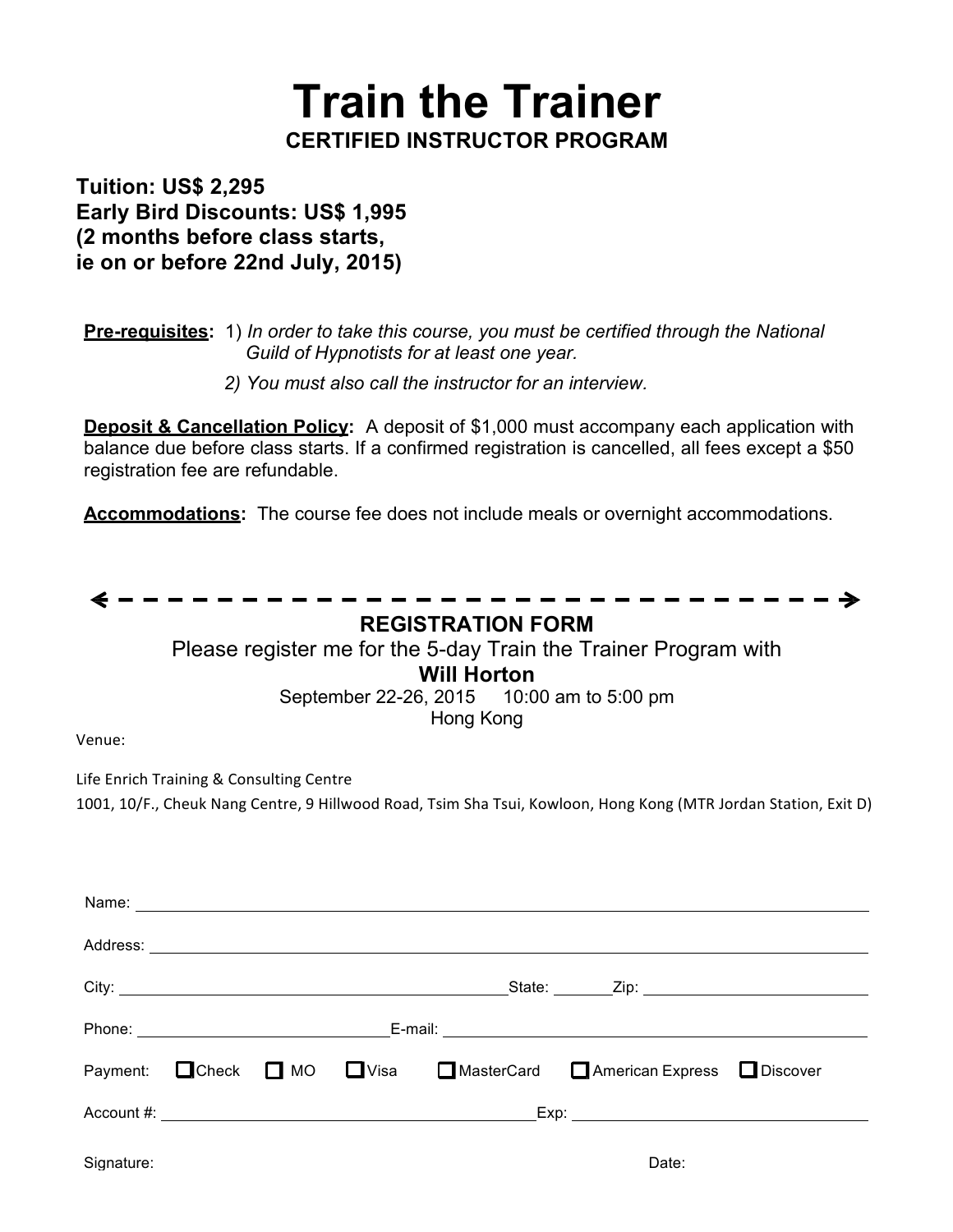# Train the Trainer

**CERTIFIED INSTRUCTOR PROGRAM**

**Tuition: US$ 2,295**
**Early Bird Discounts: US$ 1,995**
**(2 months before class starts,**
**ie on or before 22nd July, 2015)**

**<u>Pre-requisites</u>:** 1) *In order to take this course, you must be certified through the National Guild of Hypnotists for at least one year.*

2) *You must also call the instructor for an interview.*

**<u>Deposit & Cancellation Policy</u>:** A deposit of $1,000 must accompany each application with balance due before class starts. If a confirmed registration is cancelled, all fees except a $50 registration fee are refundable.

**<u>Accommodations</u>:** The course fee does not include meals or overnight accommodations.

---

## REGISTRATION FORM

Please register me for the 5-day Train the Trainer Program with

**Will Horton**

September 22-26, 2015 10:00 am to 5:00 pm

Hong Kong

Venue:

Life Enrich Training & Consulting Centre

1001, 10/F., Cheuk Nang Centre, 9 Hillwood Road, Tsim Sha Tsui, Kowloon, Hong Kong (MTR Jordan Station, Exit D)

Name: ____________________________________________

Address: ____________________________________________

City: ______________________ State: _______ Zip: ______________

Phone: ______________________ E-mail: ______________________

Payment: ☐ Check ☐ MO ☐ Visa ☐ MasterCard ☐ American Express ☐ Discover

Account #: ______________________ Exp: ______________

Signature: Date: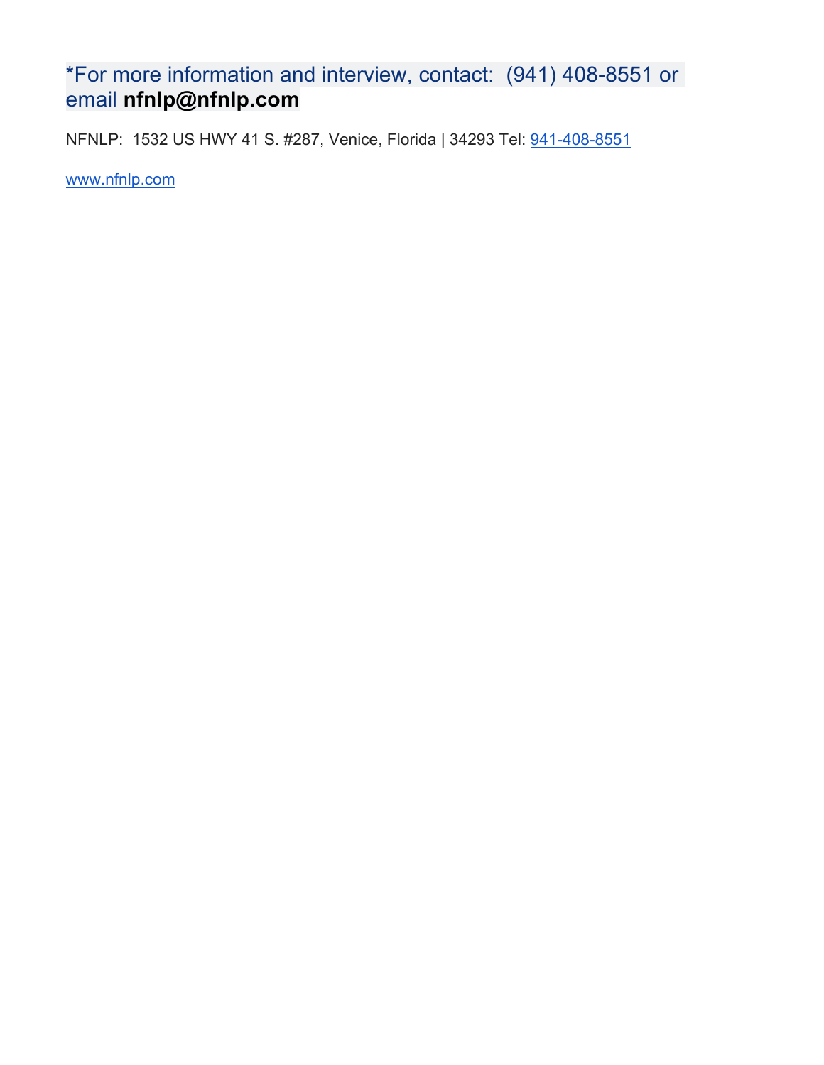*For more information and interview, contact: (941) 408-8551 or email **nfnlp@nfnlp.com**

NFNLP: 1532 US HWY 41 S. #287, Venice, Florida | 34293 Tel: 941-408-8551

www.nfnlp.com